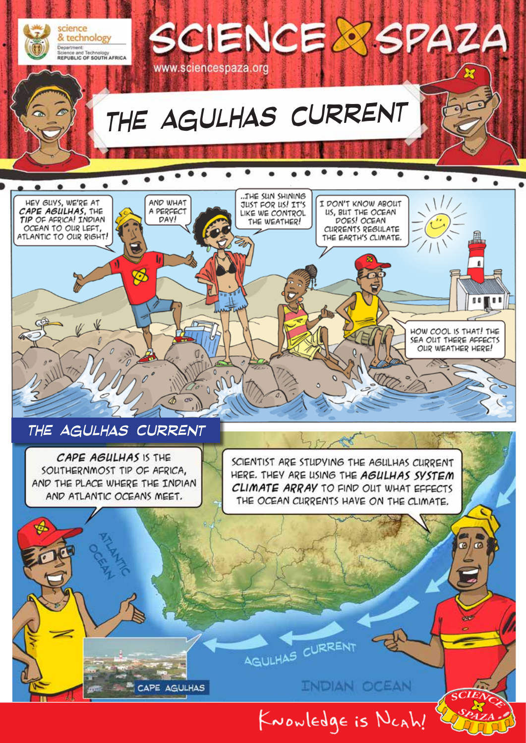science & technology

Department: Science and Technology REPUBLIC OF SOUTH AFRICA

# SCIENCE SPAZA

www.sciencespaza.org

## THE AGULHAS CURRENT

HEY GUYS, WE'RE AT ***CAPE AGULHAS***, THE ***TIP*** OF AFRICA! INDIAN OCEAN TO OUR LEFT, ATLANTIC TO OUR RIGHT!

AND WHAT A PERFECT DAY!

..THE SUN SHINING JUST FOR US! IT'S LIKE WE CONTROL THE WEATHER!

I DON'T KNOW ABOUT US, BUT THE OCEAN DOES! OCEAN CURRENTS REGULATE THE EARTH'S CLIMATE.

HOW COOL IS THAT! THE SEA OUT THERE AFFECTS OUR WEATHER HERE!

## THE AGULHAS CURRENT

***CAPE AGULHAS*** IS THE SOUTHERNMOST TIP OF AFRICA, AND THE PLACE WHERE THE INDIAN AND ATLANTIC OCEANS MEET.

SCIENTIST ARE STUDYING THE AGULHAS CURRENT HERE. THEY ARE USING THE ***AGULHAS SYSTEM CLIMATE ARRAY*** TO FIND OUT WHAT EFFECTS THE OCEAN CURRENTS HAVE ON THE CLIMATE.

ATLANTIC OCEAN

AGULHAS CURRENT

INDIAN OCEAN

CAPE AGULHAS

Knowledge is Ncah!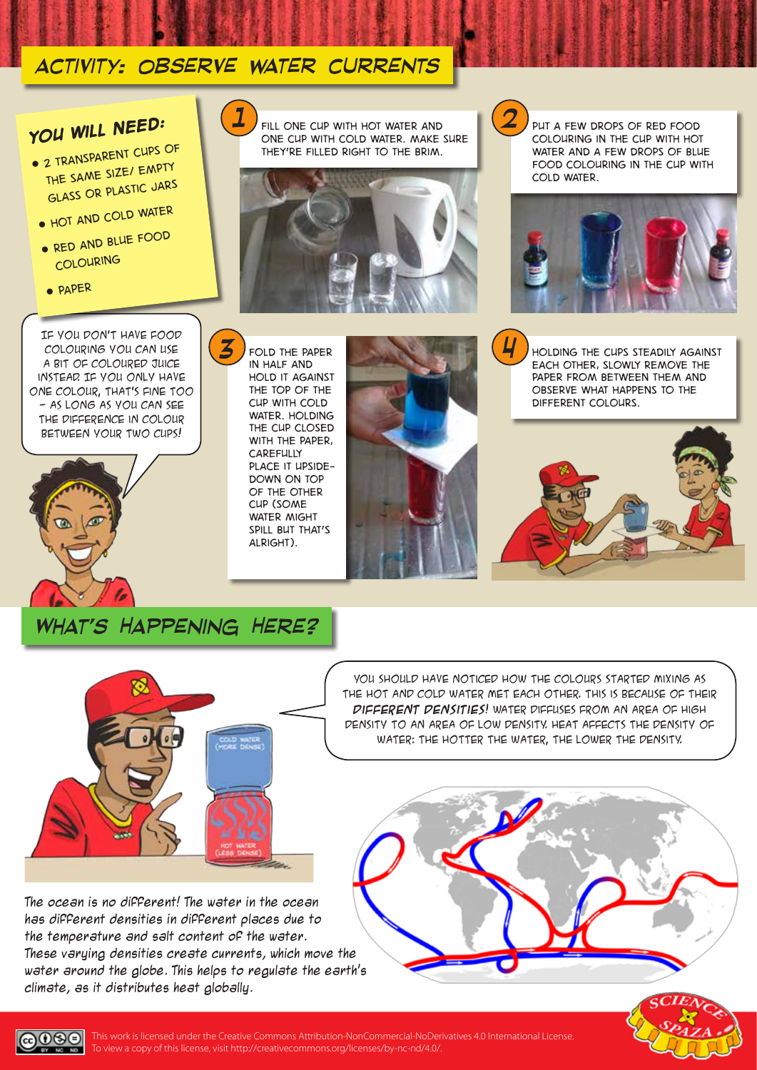## ACTIVITY: OBSERVE WATER CURRENTS

### YOU WILL NEED:

- 2 TRANSPARENT CUPS OF THE SAME SIZE/ EMPTY GLASS OR PLASTIC JARS
- HOT AND COLD WATER
- RED AND BLUE FOOD COLOURING
- PAPER

IF YOU DON'T HAVE FOOD COLOURING YOU CAN USE A BIT OF COLOURED JUICE INSTEAD. IF YOU ONLY HAVE ONE COLOUR, THAT'S FINE TOO – AS LONG AS YOU CAN SEE THE DIFFERENCE IN COLOUR BETWEEN YOUR TWO CUPS!

**1** FILL ONE CUP WITH HOT WATER AND ONE CUP WITH COLD WATER. MAKE SURE THEY'RE FILLED RIGHT TO THE BRIM.

**2** PUT A FEW DROPS OF RED FOOD COLOURING IN THE CUP WITH HOT WATER AND A FEW DROPS OF BLUE FOOD COLOURING IN THE CUP WITH COLD WATER.

**3** FOLD THE PAPER IN HALF AND HOLD IT AGAINST THE TOP OF THE CUP WITH COLD WATER. HOLDING THE CUP CLOSED WITH THE PAPER, CAREFULLY PLACE IT UPSIDE-DOWN ON TOP OF THE OTHER CUP (SOME WATER MIGHT SPILL BUT THAT'S ALRIGHT).

**4** HOLDING THE CUPS STEADILY AGAINST EACH OTHER, SLOWLY REMOVE THE PAPER FROM BETWEEN THEM AND OBSERVE WHAT HAPPENS TO THE DIFFERENT COLOURS.

## WHAT'S HAPPENING HERE?

YOU SHOULD HAVE NOTICED HOW THE COLOURS STARTED MIXING AS THE HOT AND COLD WATER MET EACH OTHER. THIS IS BECAUSE OF THEIR ***DIFFERENT DENSITIES!*** WATER DIFFUSES FROM AN AREA OF HIGH DENSITY TO AN AREA OF LOW DENSITY. HEAT AFFECTS THE DENSITY OF WATER: THE HOTTER THE WATER, THE LOWER THE DENSITY.

*The ocean is no different! The water in the ocean has different densities in different places due to the temperature and salt content of the water. These varying densities create currents, which move the water around the globe. This helps to regulate the earth's climate, as it distributes heat globally.*

This work is licensed under the Creative Commons Attribution-NonCommercial-NoDerivatives 4.0 International License. To view a copy of this license, visit http://creativecommons.org/licenses/by-nc-nd/4.0/.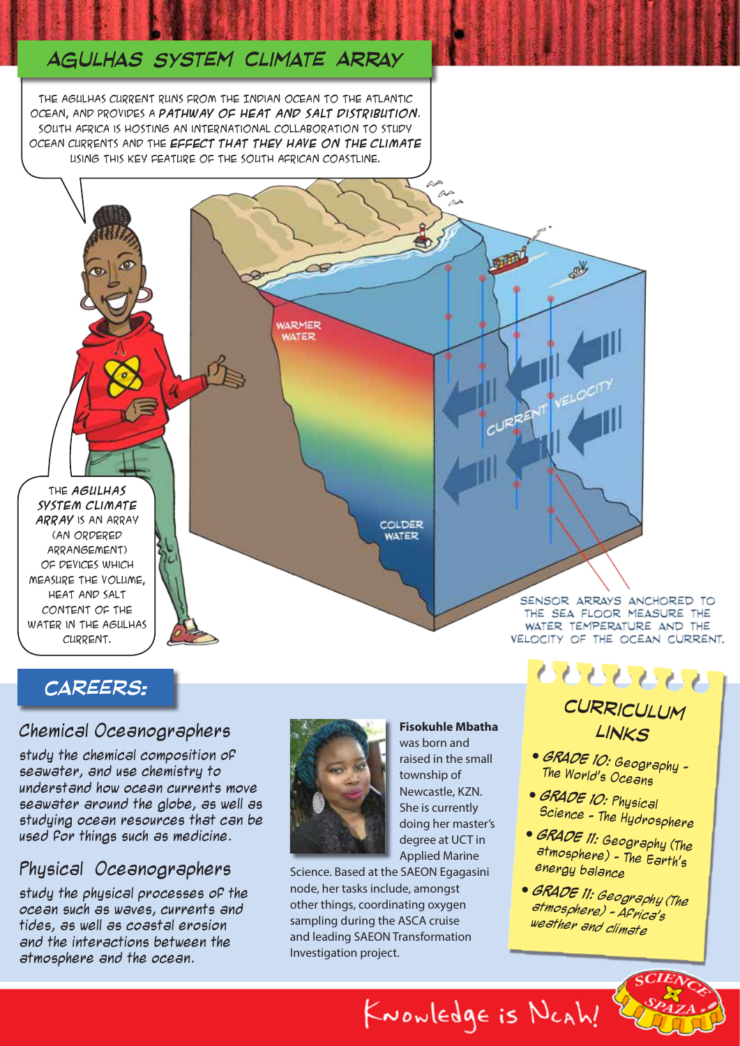# AGULHAS SYSTEM CLIMATE ARRAY

THE AGULHAS CURRENT RUNS FROM THE INDIAN OCEAN TO THE ATLANTIC OCEAN, AND PROVIDES A ***PATHWAY OF HEAT AND SALT DISTRIBUTION***. SOUTH AFRICA IS HOSTING AN INTERNATIONAL COLLABORATION TO STUDY OCEAN CURRENTS AND THE ***EFFECT THAT THEY HAVE ON THE CLIMATE*** USING THIS KEY FEATURE OF THE SOUTH AFRICAN COASTLINE.

THE ***AGULHAS SYSTEM CLIMATE ARRAY*** IS AN ARRAY (AN ORDERED ARRANGEMENT) OF DEVICES WHICH MEASURE THE VOLUME, HEAT AND SALT CONTENT OF THE WATER IN THE AGULHAS CURRENT.

WARMER WATER

COLDER WATER

CURRENT VELOCITY

SENSOR ARRAYS ANCHORED TO THE SEA FLOOR MEASURE THE WATER TEMPERATURE AND THE VELOCITY OF THE OCEAN CURRENT.

## CAREERS:

### Chemical Oceanographers

*study the chemical composition of seawater, and use chemistry to understand how ocean currents move seawater around the globe, as well as studying ocean resources that can be used for things such as medicine.*

### Physical Oceanographers

*study the physical processes of the ocean such as waves, currents and tides, as well as coastal erosion and the interactions between the atmosphere and the ocean.*

**Fisokuhle Mbatha** was born and raised in the small township of Newcastle, KZN. She is currently doing her master's degree at UCT in Applied Marine Science. Based at the SAEON Egagasini node, her tasks include, amongst other things, coordinating oxygen sampling during the ASCA cruise and leading SAEON Transformation Investigation project.

## CURRICULUM LINKS

- ***GRADE 10:*** Geography - The World's Oceans
- ***GRADE 10:*** Physical Science - The Hydrosphere
- ***GRADE 11:*** Geography (The atmosphere) - The Earth's energy balance
- ***GRADE 11:*** Geography (The atmosphere) - Africa's weather and climate

Knowledge is Ncah!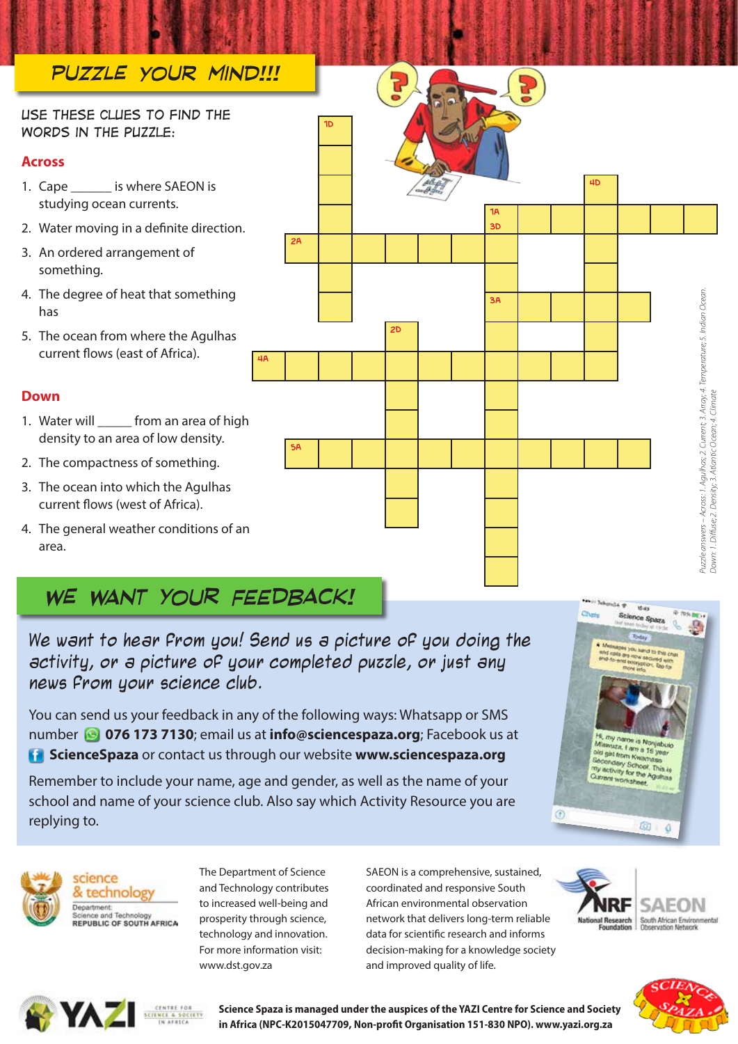# PUZZLE YOUR MIND!!!

USE THESE CLUES TO FIND THE WORDS IN THE PUZZLE:

## Across

1. Cape ______ is where SAEON is studying ocean currents.
2. Water moving in a definite direction.
3. An ordered arrangement of something.
4. The degree of heat that something has
5. The ocean from where the Agulhas current flows (east of Africa).

## Down

1. Water will _____ from an area of high density to an area of low density.
2. The compactness of something.
3. The ocean into which the Agulhas current flows (west of Africa).
4. The general weather conditions of an area.

*Puzzle answers – Across: 1. Agulhas; 2. Current; 3. Array; 4. Temperature; 5. Indian Ocean. Down: 1. Diffuse; 2. Density; 3. Atlantic Ocean; 4. Climate*

# WE WANT YOUR FEEDBACK!

We want to hear from you! Send us a picture of you doing the activity, or a picture of your completed puzzle, or just any news from your science club.

You can send us your feedback in any of the following ways: Whatsapp or SMS number **076 173 7130**; email us at **info@sciencespaza.org**; Facebook us at **ScienceSpaza** or contact us through our website **www.sciencespaza.org**

Remember to include your name, age and gender, as well as the name of your school and name of your science club. Also say which Activity Resource you are replying to.

science & technology
Department: Science and Technology
REPUBLIC OF SOUTH AFRICA

The Department of Science and Technology contributes to increased well-being and prosperity through science, technology and innovation. For more information visit: www.dst.gov.za

SAEON is a comprehensive, sustained, coordinated and responsive South African environmental observation network that delivers long-term reliable data for scientific research and informs decision-making for a knowledge society and improved quality of life.

NRF National Research Foundation | SAEON South African Environmental Observation Network

YAZI Centre for Science & Society in Africa

**Science Spaza is managed under the auspices of the YAZI Centre for Science and Society in Africa (NPC-K2015047709, Non-profit Organisation 151-830 NPO). www.yazi.org.za**